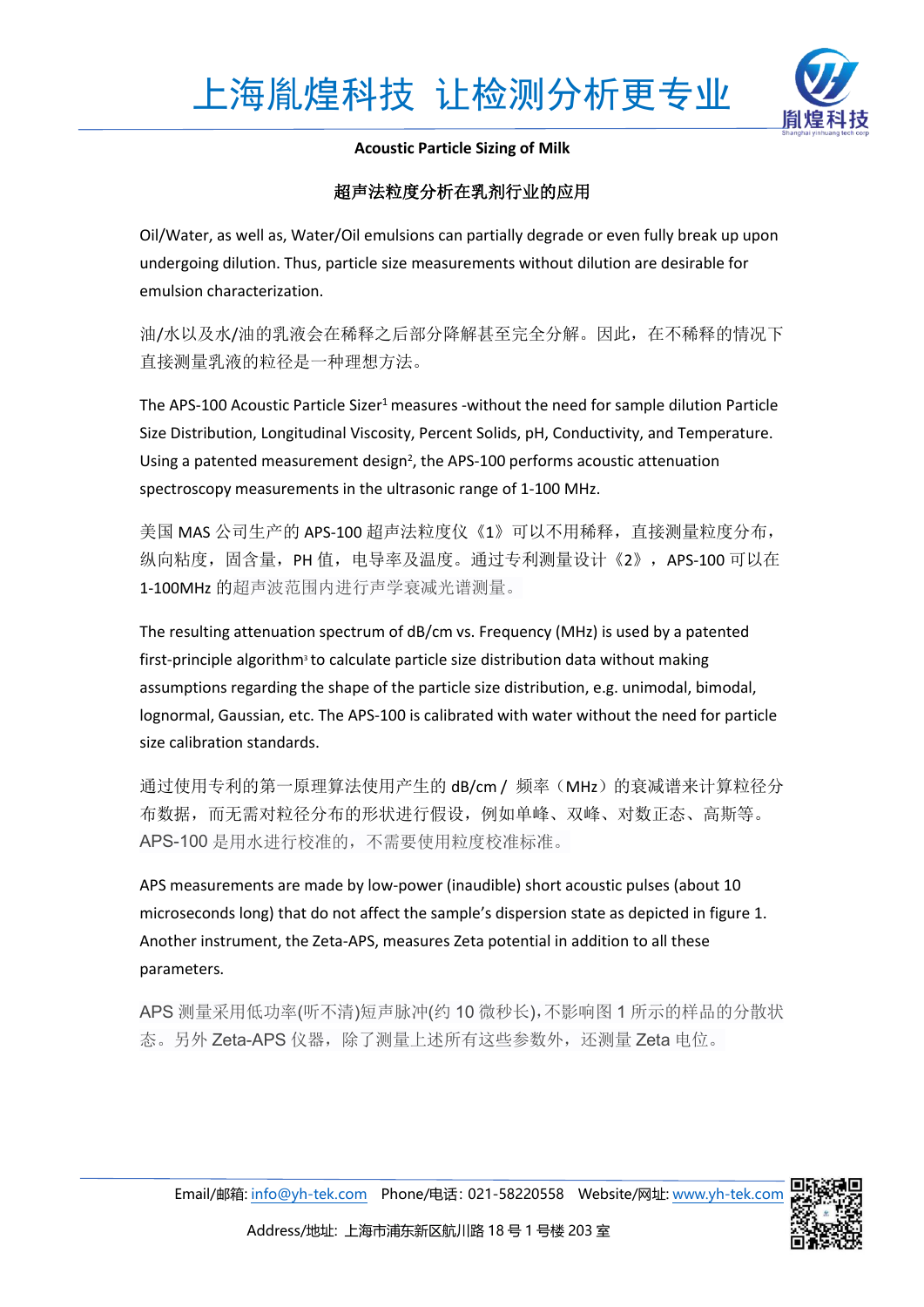# Acoustic Particle Sizing of Milk

## 超声法粒度分析在乳剂行业的应用

Oil/Water, as well as, Water/Oil emulsions can partially degrade or even fully break up upon undergoing dilution. Thus, particle size measurements without dilution are desirable for emulsion characterization.

油/水以及水/油的乳液会在稀释之后部分降解甚至完全分解。因此，在不稀释的情况下直接测量乳液的粒径是一种理想方法。

The APS-100 Acoustic Particle Sizer[1] measures -without the need for sample dilution Particle Size Distribution, Longitudinal Viscosity, Percent Solids, pH, Conductivity, and Temperature. Using a patented measurement design[2], the APS-100 performs acoustic attenuation spectroscopy measurements in the ultrasonic range of 1-100 MHz.

美国 MAS 公司生产的 APS-100 超声法粒度仪《1》可以不用稀释，直接测量粒度分布，纵向粘度，固含量，PH 值，电导率及温度。通过专利测量设计《2》，APS-100 可以在 1-100MHz 的超声波范围内进行声学衰减光谱测量。

The resulting attenuation spectrum of dB/cm vs. Frequency (MHz) is used by a patented first-principle algorithm[3] to calculate particle size distribution data without making assumptions regarding the shape of the particle size distribution, e.g. unimodal, bimodal, lognormal, Gaussian, etc. The APS-100 is calibrated with water without the need for particle size calibration standards.

通过使用专利的第一原理算法使用产生的 dB/cm / 频率（MHz）的衰减谱来计算粒径分布数据，而无需对粒径分布的形状进行假设，例如单峰、双峰、对数正态、高斯等。APS-100 是用水进行校准的，不需要使用粒度校准标准。

APS measurements are made by low-power (inaudible) short acoustic pulses (about 10 microseconds long) that do not affect the sample's dispersion state as depicted in figure 1. Another instrument, the Zeta-APS, measures Zeta potential in addition to all these parameters.

APS 测量采用低功率(听不清)短声脉冲(约 10 微秒长),不影响图 1 所示的样品的分散状态。另外 Zeta-APS 仪器，除了测量上述所有这些参数外，还测量 Zeta 电位。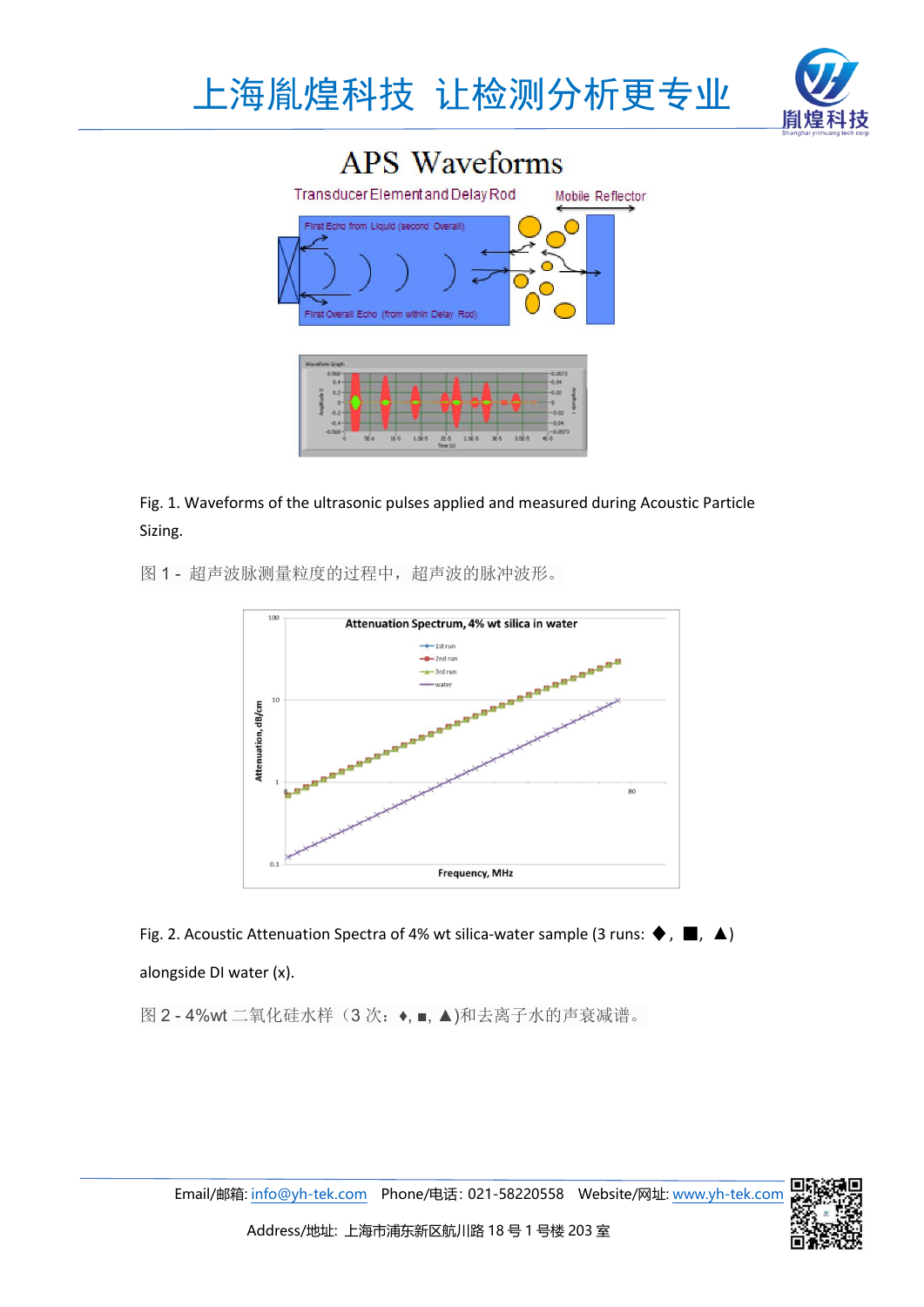Fig. 1. Waveforms of the ultrasonic pulses applied and measured during Acoustic Particle Sizing.

图 1 - 超声波脉测量粒度的过程中，超声波的脉冲波形。

Fig. 2. Acoustic Attenuation Spectra of 4% wt silica-water sample (3 runs: ◆, ■, ▲) alongside DI water (x).

图 2 - 4%wt 二氧化硅水样（3 次：♦, ■, ▲)和去离子水的声衰减谱。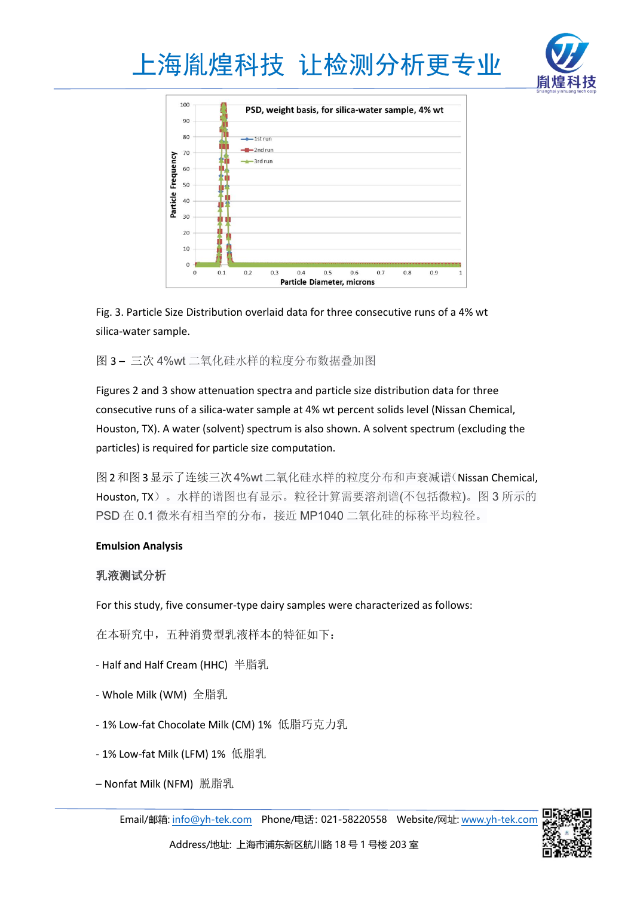Fig. 3. Particle Size Distribution overlaid data for three consecutive runs of a 4% wt silica-water sample.

图 3 – 三次 4%wt 二氧化硅水样的粒度分布数据叠加图

Figures 2 and 3 show attenuation spectra and particle size distribution data for three consecutive runs of a silica-water sample at 4% wt percent solids level (Nissan Chemical, Houston, TX). A water (solvent) spectrum is also shown. A solvent spectrum (excluding the particles) is required for particle size computation.

图 2 和图 3 显示了连续三次 4%wt 二氧化硅水样的粒度分布和声衰减谱（Nissan Chemical, Houston, TX）。水样的谱图也有显示。粒径计算需要溶剂谱(不包括微粒)。图 3 所示的 PSD 在 0.1 微米有相当窄的分布，接近 MP1040 二氧化硅的标称平均粒径。

**Emulsion Analysis**

**乳液测试分析**

For this study, five consumer-type dairy samples were characterized as follows:

在本研究中，五种消费型乳液样本的特征如下：

- Half and Half Cream (HHC) 半脂乳
- Whole Milk (WM) 全脂乳
- 1% Low-fat Chocolate Milk (CM) 1% 低脂巧克力乳
- 1% Low-fat Milk (LFM) 1% 低脂乳
- Nonfat Milk (NFM) 脱脂乳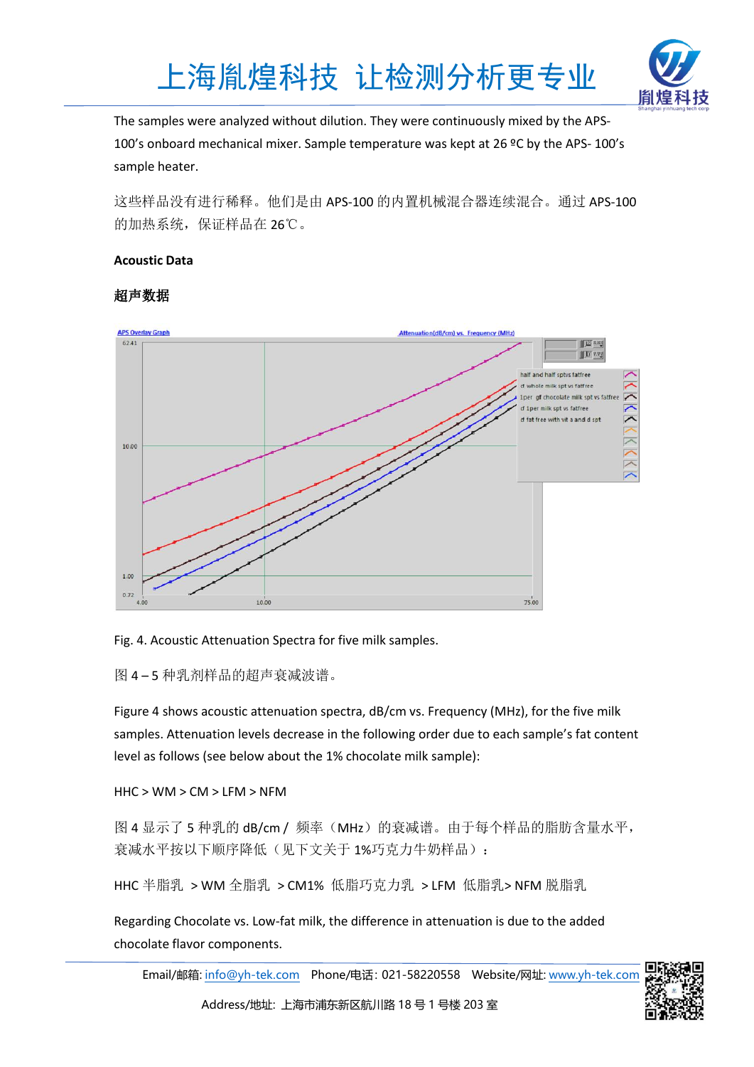The samples were analyzed without dilution. They were continuously mixed by the APS-100's onboard mechanical mixer. Sample temperature was kept at 26 ºC by the APS- 100's sample heater.

这些样品没有进行稀释。他们是由 APS-100 的内置机械混合器连续混合。通过 APS-100 的加热系统，保证样品在 26℃。

**Acoustic Data**

**超声数据**

Fig. 4. Acoustic Attenuation Spectra for five milk samples.

图 4 – 5 种乳剂样品的超声衰减波谱。

Figure 4 shows acoustic attenuation spectra, dB/cm vs. Frequency (MHz), for the five milk samples. Attenuation levels decrease in the following order due to each sample's fat content level as follows (see below about the 1% chocolate milk sample):

HHC > WM > CM > LFM > NFM

图 4 显示了 5 种乳的 dB/cm / 频率（MHz）的衰减谱。由于每个样品的脂肪含量水平，衰减水平按以下顺序降低（见下文关于 1%巧克力牛奶样品）：

HHC 半脂乳 ＞WM 全脂乳 ＞CM1% 低脂巧克力乳 ＞LFM 低脂乳> NFM 脱脂乳

Regarding Chocolate vs. Low-fat milk, the difference in attenuation is due to the added chocolate flavor components.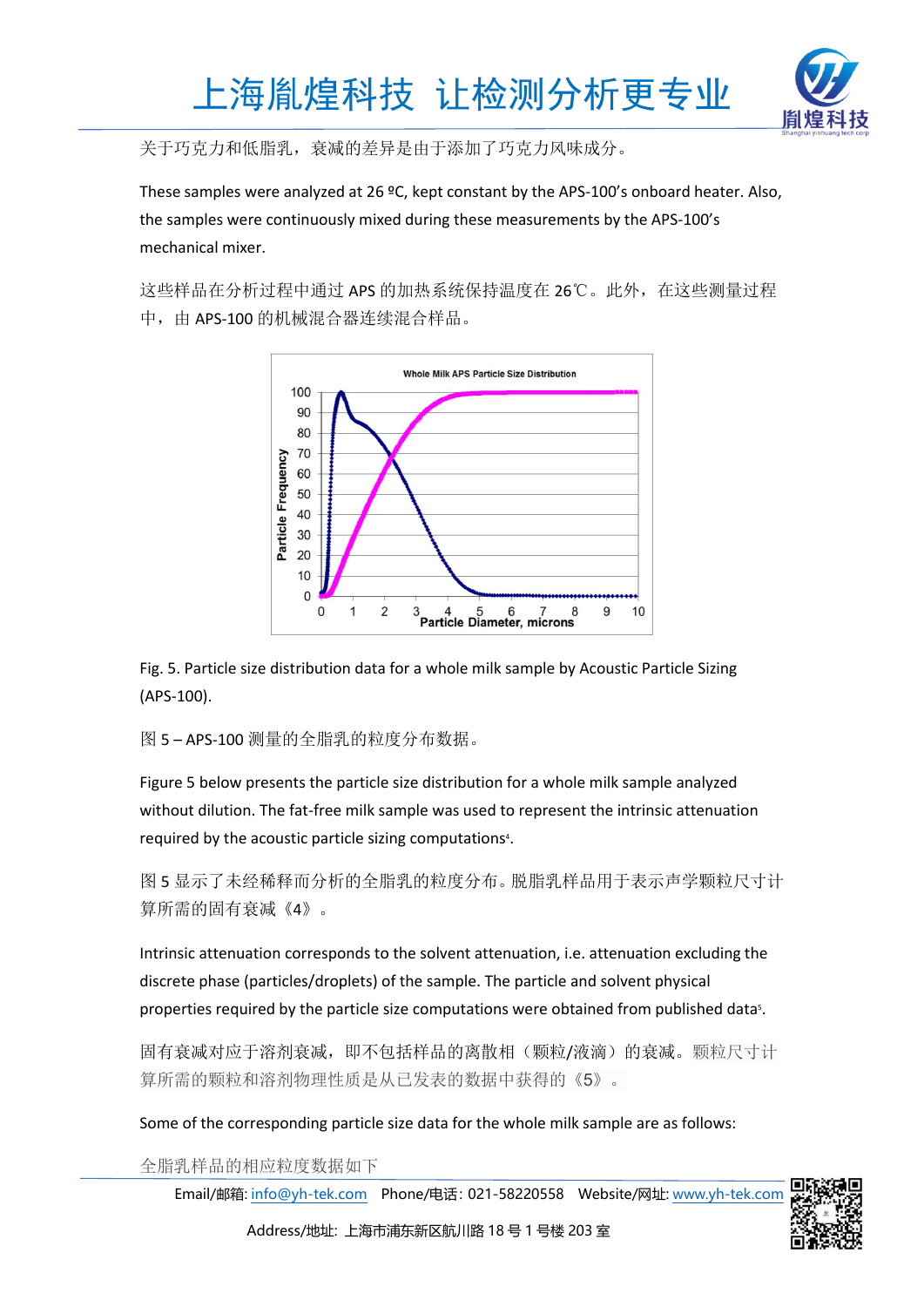关于巧克力和低脂乳，衰减的差异是由于添加了巧克力风味成分。

These samples were analyzed at 26 ºC, kept constant by the APS-100's onboard heater. Also, the samples were continuously mixed during these measurements by the APS-100's mechanical mixer.

这些样品在分析过程中通过 APS 的加热系统保持温度在 26℃。此外，在这些测量过程中，由 APS-100 的机械混合器连续混合样品。

Fig. 5. Particle size distribution data for a whole milk sample by Acoustic Particle Sizing (APS-100).

图 5 – APS-100 测量的全脂乳的粒度分布数据。

Figure 5 below presents the particle size distribution for a whole milk sample analyzed without dilution. The fat-free milk sample was used to represent the intrinsic attenuation required by the acoustic particle sizing computations[4].

图 5 显示了未经稀释而分析的全脂乳的粒度分布。脱脂乳样品用于表示声学颗粒尺寸计算所需的固有衰减《4》。

Intrinsic attenuation corresponds to the solvent attenuation, i.e. attenuation excluding the discrete phase (particles/droplets) of the sample. The particle and solvent physical properties required by the particle size computations were obtained from published data[5].

固有衰减对应于溶剂衰减，即不包括样品的离散相（颗粒/液滴）的衰减。颗粒尺寸计算所需的颗粒和溶剂物理性质是从已发表的数据中获得的《5》。

Some of the corresponding particle size data for the whole milk sample are as follows:

全脂乳样品的相应粒度数据如下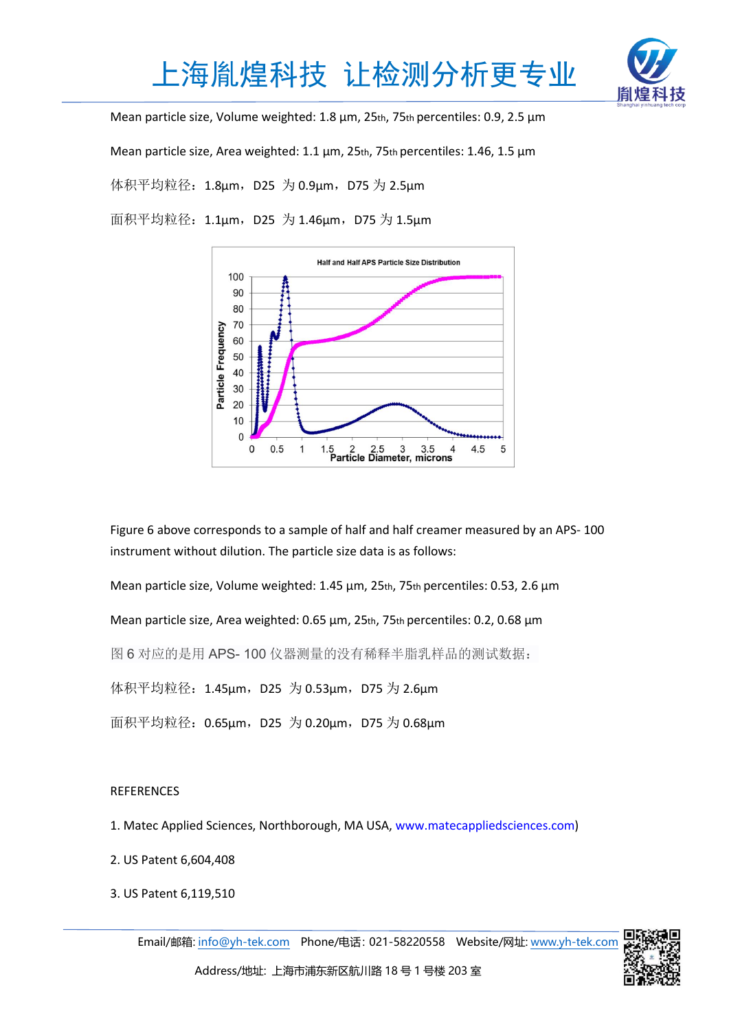Mean particle size, Volume weighted: 1.8 µm, 25th, 75th percentiles: 0.9, 2.5 µm

Mean particle size, Area weighted: 1.1 µm, 25th, 75th percentiles: 1.46, 1.5 µm

体积平均粒径：1.8µm，D25 为 0.9µm，D75 为 2.5µm

面积平均粒径：1.1µm，D25 为 1.46µm，D75 为 1.5µm

Figure 6 above corresponds to a sample of half and half creamer measured by an APS- 100 instrument without dilution. The particle size data is as follows:

Mean particle size, Volume weighted: 1.45 µm, 25th, 75th percentiles: 0.53, 2.6 µm

Mean particle size, Area weighted: 0.65 µm, 25th, 75th percentiles: 0.2, 0.68 µm

图 6 对应的是用 APS- 100 仪器测量的没有稀释半脂乳样品的测试数据：

体积平均粒径：1.45µm，D25 为 0.53µm，D75 为 2.6µm

面积平均粒径：0.65µm，D25 为 0.20µm，D75 为 0.68µm

REFERENCES

1. Matec Applied Sciences, Northborough, MA USA, www.matecappliedsciences.com)
2. US Patent 6,604,408
3. US Patent 6,119,510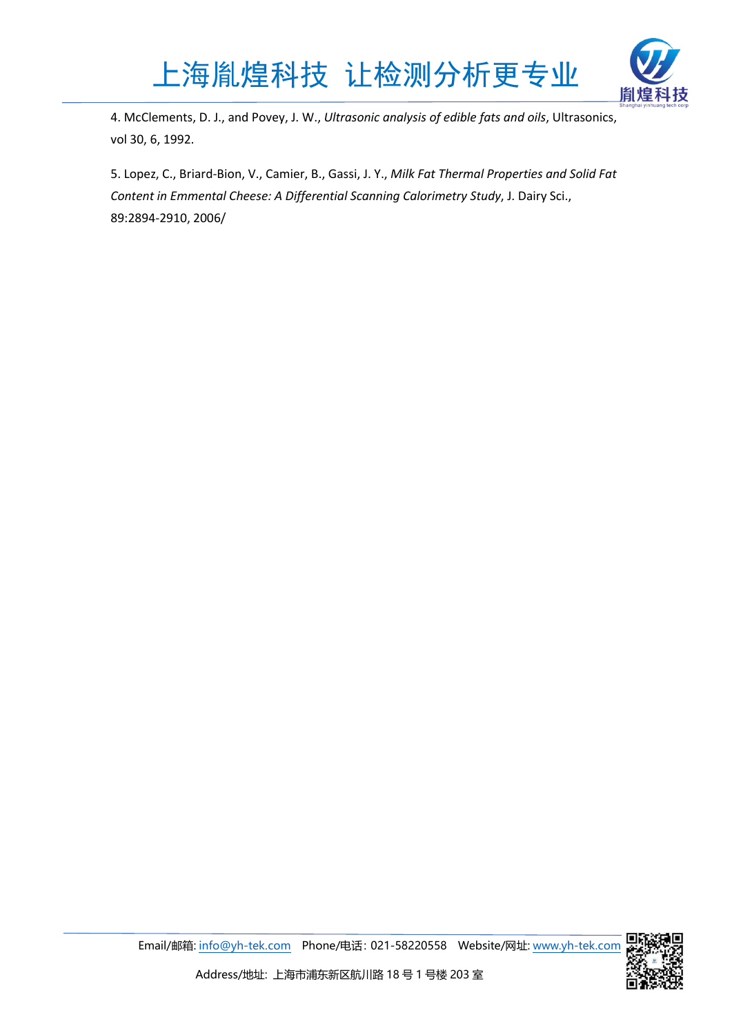4. McClements, D. J., and Povey, J. W., *Ultrasonic analysis of edible fats and oils*, Ultrasonics, vol 30, 6, 1992.

5. Lopez, C., Briard-Bion, V., Camier, B., Gassi, J. Y., *Milk Fat Thermal Properties and Solid Fat Content in Emmental Cheese: A Differential Scanning Calorimetry Study*, J. Dairy Sci., 89:2894-2910, 2006/